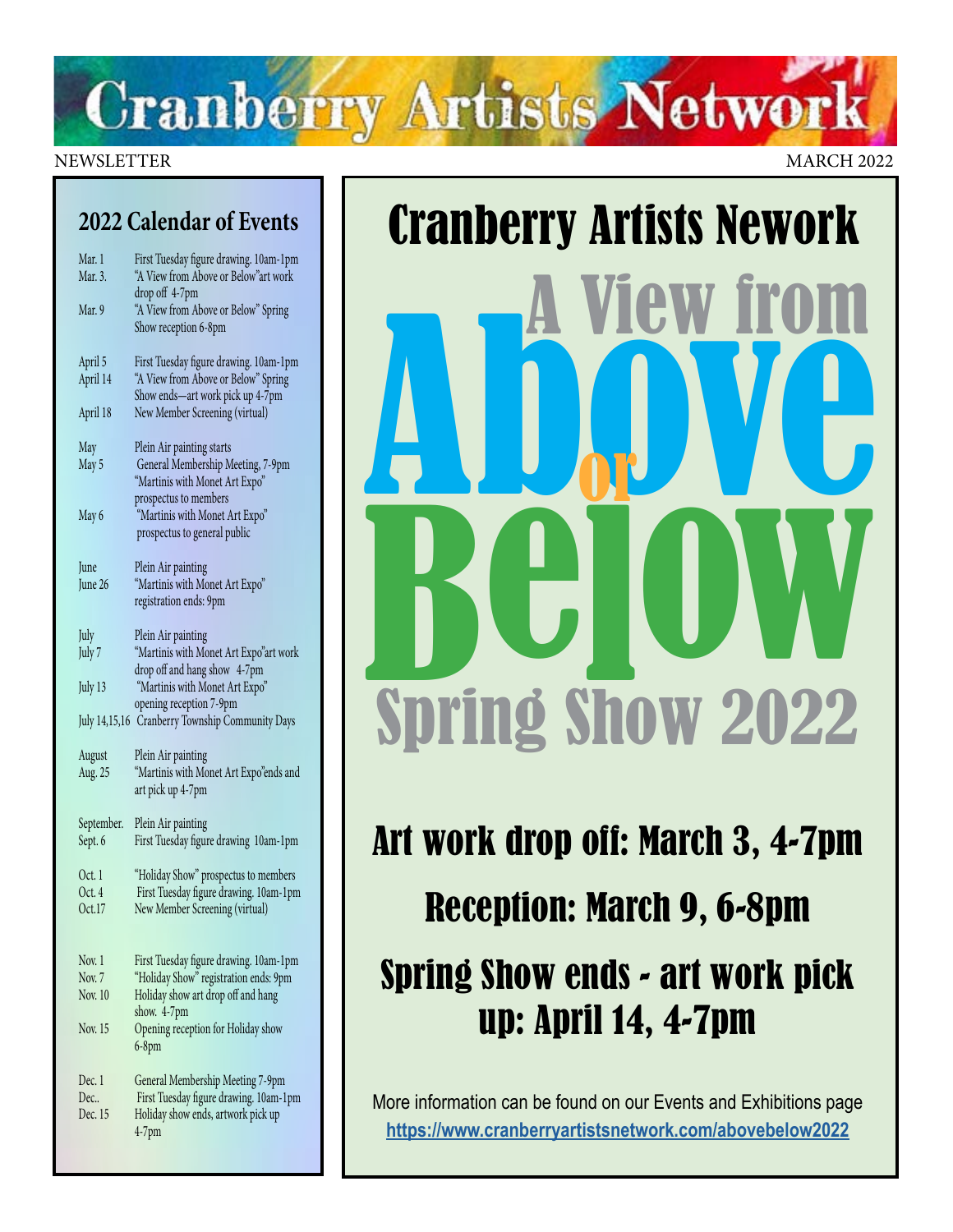# Cranberry Artists Network

NEWSLETTER MARCH 2022

## 2022 Calendar of Events

| Date | Event |
|---|---|
| Mar. 1 | First Tuesday figure drawing. 10am-1pm |
| Mar. 3. | "A View from Above or Below"art work drop off 4-7pm |
| Mar. 9 | "A View from Above or Below" Spring Show reception 6-8pm |
| April 5 | First Tuesday figure drawing. 10am-1pm |
| April 14 | "A View from Above or Below" Spring Show ends—art work pick up 4-7pm |
| April 18 | New Member Screening (virtual) |
| May | Plein Air painting starts |
| May 5 | General Membership Meeting, 7-9pm "Martinis with Monet Art Expo" prospectus to members |
| May 6 | "Martinis with Monet Art Expo" prospectus to general public |
| June | Plein Air painting |
| June 26 | "Martinis with Monet Art Expo" registration ends: 9pm |
| July | Plein Air painting |
| July 7 | "Martinis with Monet Art Expo"art work drop off and hang show 4-7pm |
| July 13 | "Martinis with Monet Art Expo" opening reception 7-9pm |
| July 14,15,16 | Cranberry Township Community Days |
| August | Plein Air painting |
| Aug. 25 | "Martinis with Monet Art Expo"ends and art pick up 4-7pm |
| September. | Plein Air painting |
| Sept. 6 | First Tuesday figure drawing 10am-1pm |
| Oct. 1 | "Holiday Show" prospectus to members |
| Oct. 4 | First Tuesday figure drawing. 10am-1pm |
| Oct.17 | New Member Screening (virtual) |
| Nov. 1 | First Tuesday figure drawing. 10am-1pm |
| Nov. 7 | "Holiday Show" registration ends: 9pm |
| Nov. 10 | Holiday show art drop off and hang show. 4-7pm |
| Nov. 15 | Opening reception for Holiday show 6-8pm |
| Dec. 1 | General Membership Meeting 7-9pm |
| Dec.. | First Tuesday figure drawing. 10am-1pm |
| Dec. 15 | Holiday show ends, artwork pick up 4-7pm |

# Cranberry Artists Nework

# A View from Above or Below

# Spring Show 2022

## Art work drop off: March 3, 4-7pm

## Reception: March 9, 6-8pm

## Spring Show ends - art work pick up: April 14, 4-7pm

More information can be found on our Events and Exhibitions page
**https://www.cranberryartistsnetwork.com/abovebelow2022**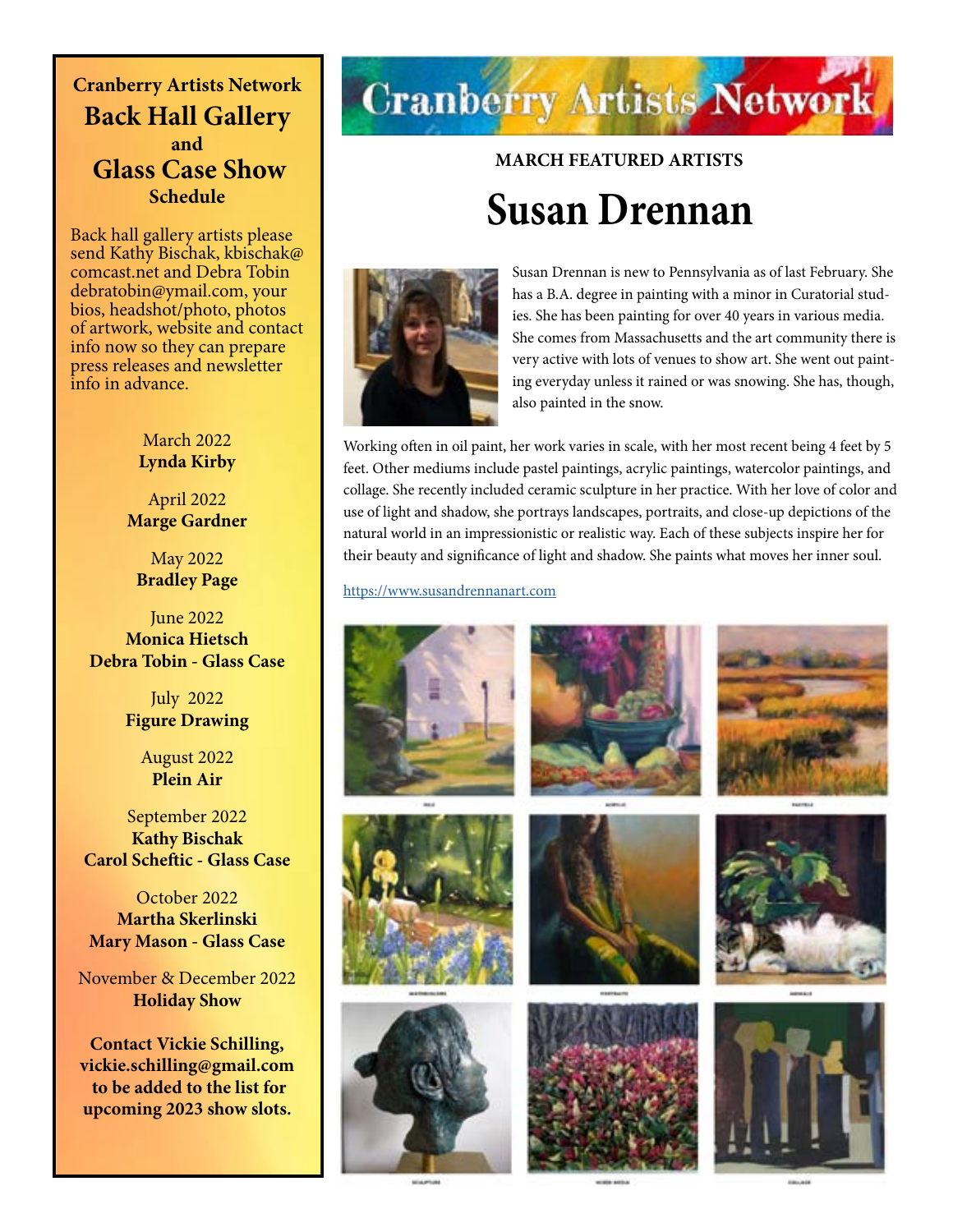## Cranberry Artists Network
# Back Hall Gallery and Glass Case Show Schedule

Back hall gallery artists please send Kathy Bischak, kbischak@comcast.net and Debra Tobin debratobin@ymail.com, your bios, headshot/photo, photos of artwork, website and contact info now so they can prepare press releases and newsletter info in advance.

March 2022
**Lynda Kirby**

April 2022
**Marge Gardner**

May 2022
**Bradley Page**

June 2022
**Monica Hietsch**
**Debra Tobin - Glass Case**

July 2022
**Figure Drawing**

August 2022
**Plein Air**

September 2022
**Kathy Bischak**
**Carol Scheftic - Glass Case**

October 2022
**Martha Skerlinski**
**Mary Mason - Glass Case**

November & December 2022
**Holiday Show**

**Contact Vickie Schilling, vickie.schilling@gmail.com to be added to the list for upcoming 2023 show slots.**

# Cranberry Artists Network

### MARCH FEATURED ARTISTS

# Susan Drennan

Susan Drennan is new to Pennsylvania as of last February. She has a B.A. degree in painting with a minor in Curatorial studies. She has been painting for over 40 years in various media. She comes from Massachusetts and the art community there is very active with lots of venues to show art. She went out painting everyday unless it rained or was snowing. She has, though, also painted in the snow.

Working often in oil paint, her work varies in scale, with her most recent being 4 feet by 5 feet. Other mediums include pastel paintings, acrylic paintings, watercolor paintings, and collage. She recently included ceramic sculpture in her practice. With her love of color and use of light and shadow, she portrays landscapes, portraits, and close-up depictions of the natural world in an impressionistic or realistic way. Each of these subjects inspire her for their beauty and significance of light and shadow. She paints what moves her inner soul.

https://www.susandrennanart.com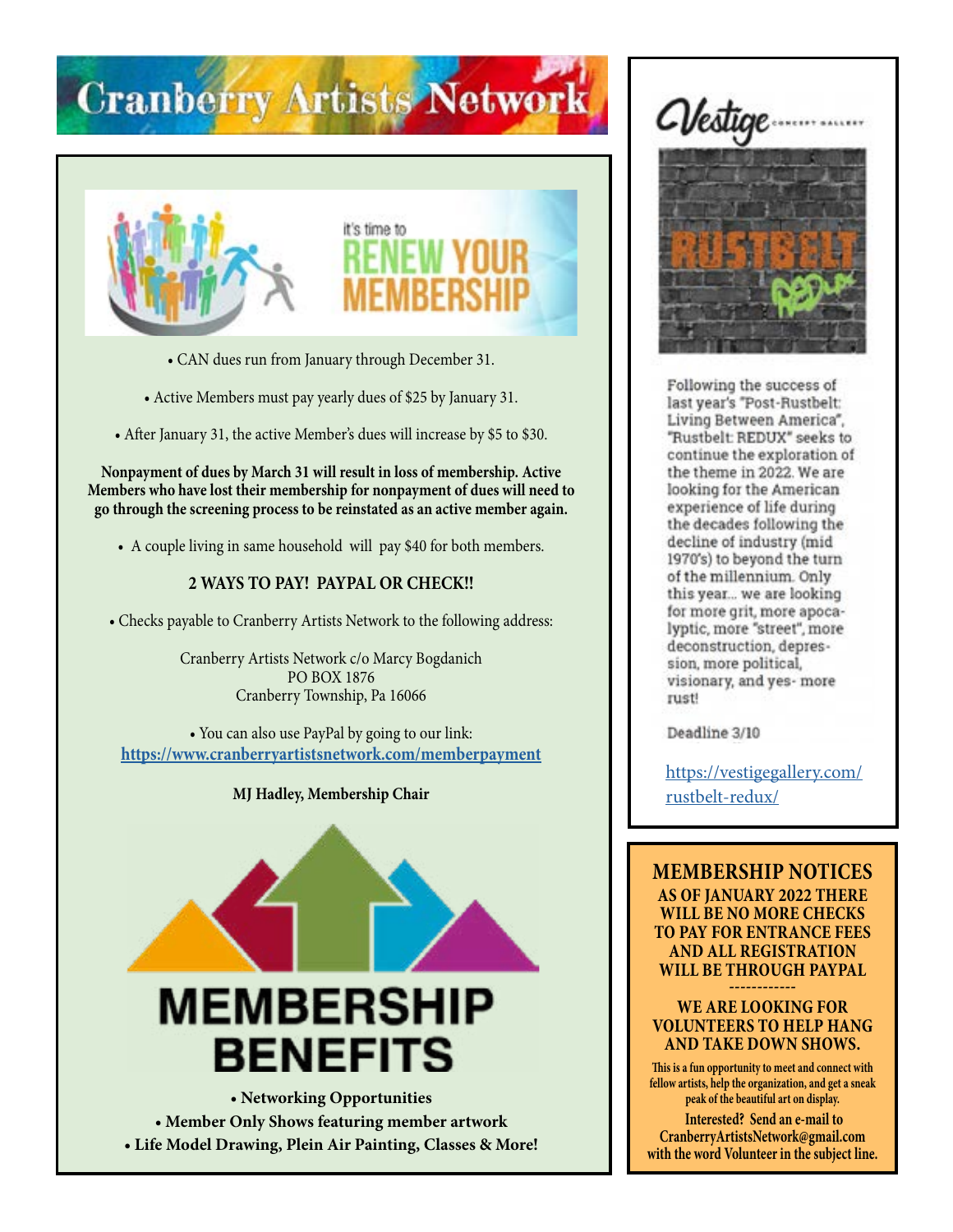# Cranberry Artists Network

it's time to

## RENEW YOUR MEMBERSHIP

- CAN dues run from January through December 31.
- Active Members must pay yearly dues of $25 by January 31.
- After January 31, the active Member's dues will increase by $5 to $30.

**Nonpayment of dues by March 31 will result in loss of membership. Active Members who have lost their membership for nonpayment of dues will need to go through the screening process to be reinstated as an active member again.**

- A couple living in same household will pay $40 for both members.

**2 WAYS TO PAY! PAYPAL OR CHECK!!**

- Checks payable to Cranberry Artists Network to the following address:

Cranberry Artists Network c/o Marcy Bogdanich
PO BOX 1876
Cranberry Township, Pa 16066

- You can also use PayPal by going to our link:

**https://www.cranberryartistsnetwork.com/memberpayment**

**MJ Hadley, Membership Chair**

## MEMBERSHIP BENEFITS

- **Networking Opportunities**
- **Member Only Shows featuring member artwork**
- **Life Model Drawing, Plein Air Painting, Classes & More!**

---

Vestige CONCEPT GALLERY

RUSTBELT REDUX

Following the success of last year's "Post-Rustbelt: Living Between America", "Rustbelt: REDUX" seeks to continue the exploration of the theme in 2022. We are looking for the American experience of life during the decades following the decline of industry (mid 1970's) to beyond the turn of the millennium. Only this year... we are looking for more grit, more apocalyptic, more "street", more deconstruction, depression, more political, visionary, and yes- more rust!

Deadline 3/10

https://vestigegallery.com/rustbelt-redux/

---

## MEMBERSHIP NOTICES

**AS OF JANUARY 2022 THERE WILL BE NO MORE CHECKS TO PAY FOR ENTRANCE FEES AND ALL REGISTRATION WILL BE THROUGH PAYPAL**

------------

**WE ARE LOOKING FOR VOLUNTEERS TO HELP HANG AND TAKE DOWN SHOWS.**

**This is a fun opportunity to meet and connect with fellow artists, help the organization, and get a sneak peak of the beautiful art on display.**

**Interested? Send an e-mail to CranberryArtistsNetwork@gmail.com with the word Volunteer in the subject line.**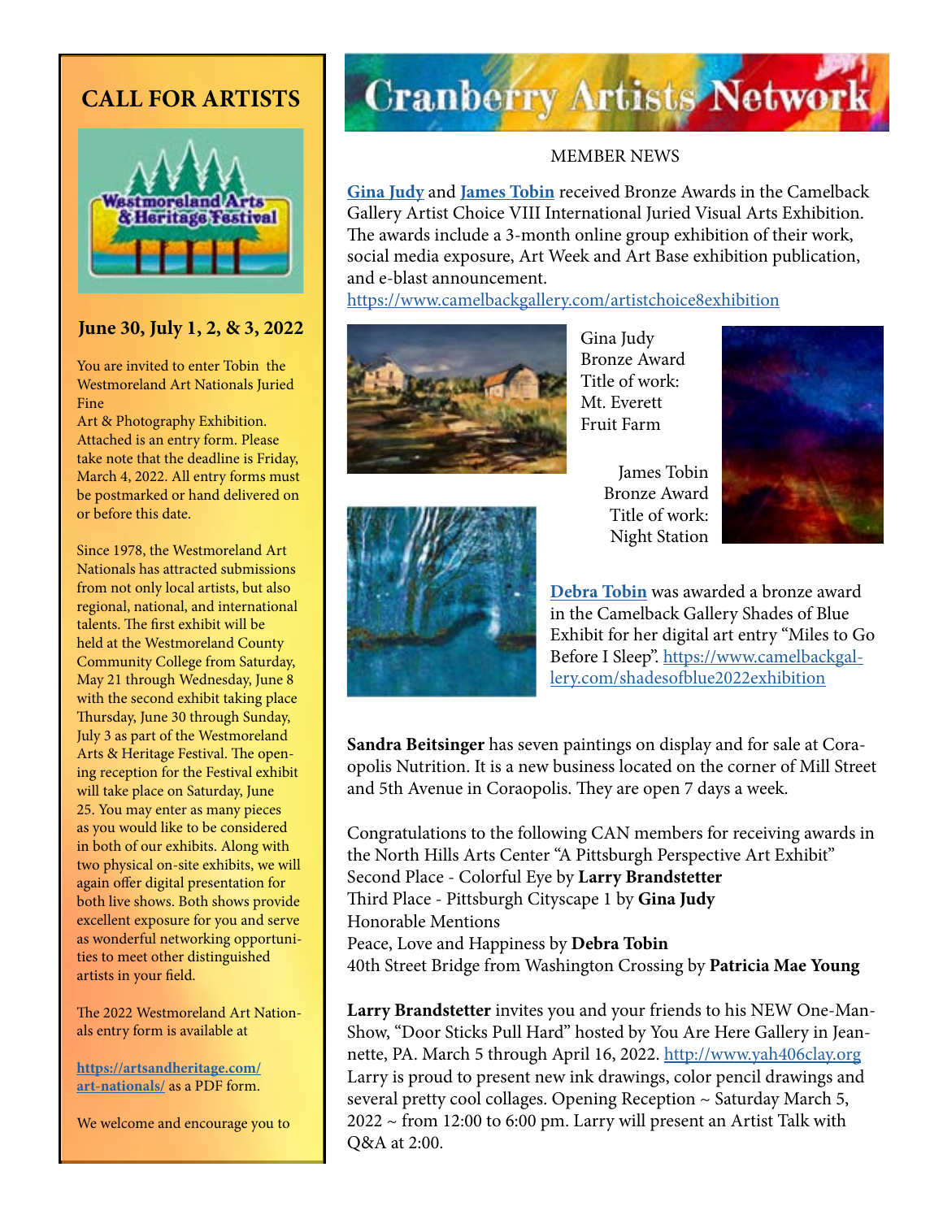# CALL FOR ARTISTS

Westmoreland Arts & Heritage Festival

**June 30, July 1, 2, & 3, 2022**

You are invited to enter Tobin the Westmoreland Art Nationals Juried Fine Art & Photography Exhibition. Attached is an entry form. Please take note that the deadline is Friday, March 4, 2022. All entry forms must be postmarked or hand delivered on or before this date.

Since 1978, the Westmoreland Art Nationals has attracted submissions from not only local artists, but also regional, national, and international talents. The first exhibit will be held at the Westmoreland County Community College from Saturday, May 21 through Wednesday, June 8 with the second exhibit taking place Thursday, June 30 through Sunday, July 3 as part of the Westmoreland Arts & Heritage Festival. The opening reception for the Festival exhibit will take place on Saturday, June 25. You may enter as many pieces as you would like to be considered in both of our exhibits. Along with two physical on-site exhibits, we will again offer digital presentation for both live shows. Both shows provide excellent exposure for you and serve as wonderful networking opportunities to meet other distinguished artists in your field.

The 2022 Westmoreland Art Nationals entry form is available at

**[https://artsandheritage.com/art-nationals/](https://artsandheritage.com/art-nationals/)** as a PDF form.

We welcome and encourage you to

# Cranberry Artists Network

MEMBER NEWS

**Gina Judy** and **James Tobin** received Bronze Awards in the Camelback Gallery Artist Choice VIII International Juried Visual Arts Exhibition. The awards include a 3-month online group exhibition of their work, social media exposure, Art Week and Art Base exhibition publication, and e-blast announcement.
https://www.camelbackgallery.com/artistchoice8exhibition

Gina Judy
Bronze Award
Title of work:
Mt. Everett
Fruit Farm

James Tobin
Bronze Award
Title of work:
Night Station

**Debra Tobin** was awarded a bronze award in the Camelback Gallery Shades of Blue Exhibit for her digital art entry "Miles to Go Before I Sleep". https://www.camelbackgallery.com/shadesofblue2022exhibition

**Sandra Beitsinger** has seven paintings on display and for sale at Coraopolis Nutrition. It is a new business located on the corner of Mill Street and 5th Avenue in Coraopolis. They are open 7 days a week.

Congratulations to the following CAN members for receiving awards in the North Hills Arts Center "A Pittsburgh Perspective Art Exhibit"
Second Place - Colorful Eye by **Larry Brandstetter**
Third Place - Pittsburgh Cityscape 1 by **Gina Judy**
Honorable Mentions
Peace, Love and Happiness by **Debra Tobin**
40th Street Bridge from Washington Crossing by **Patricia Mae Young**

**Larry Brandstetter** invites you and your friends to his NEW One-Man-Show, "Door Sticks Pull Hard" hosted by You Are Here Gallery in Jeannette, PA. March 5 through April 16, 2022. http://www.yah406clay.org
Larry is proud to present new ink drawings, color pencil drawings and several pretty cool collages. Opening Reception ~ Saturday March 5, 2022 ~ from 12:00 to 6:00 pm. Larry will present an Artist Talk with Q&A at 2:00.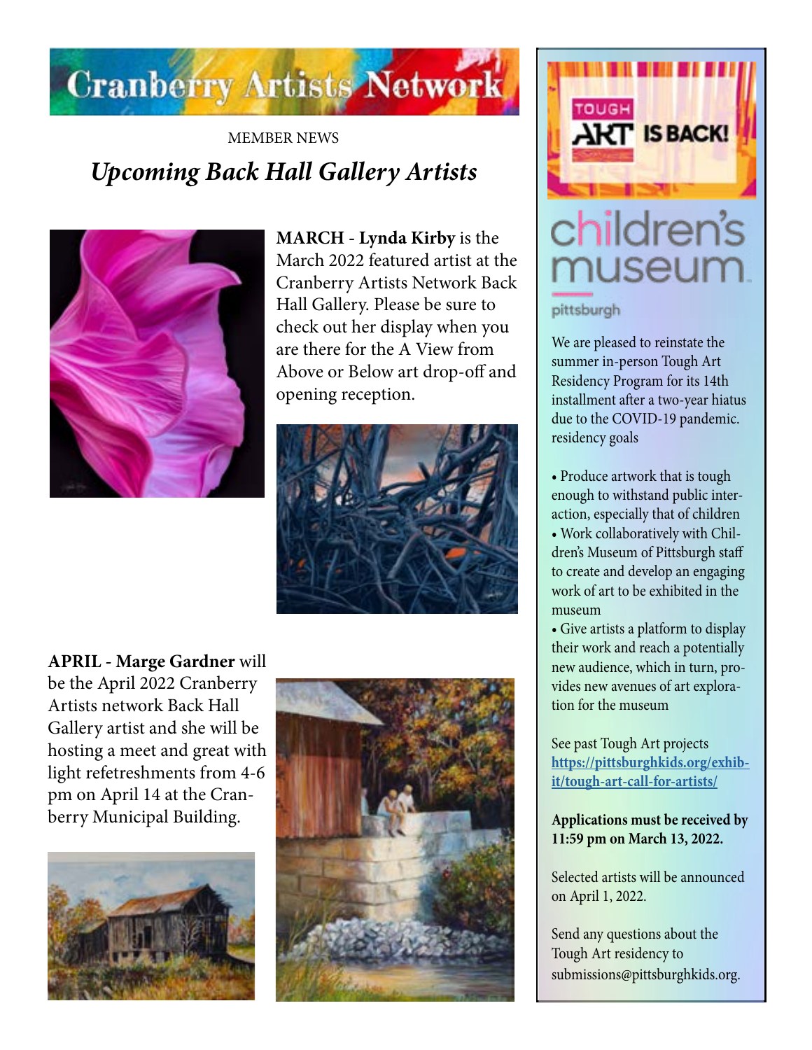# Cranberry Artists Network

MEMBER NEWS

## *Upcoming Back Hall Gallery Artists*

**MARCH** - **Lynda Kirby** is the March 2022 featured artist at the Cranberry Artists Network Back Hall Gallery. Please be sure to check out her display when you are there for the A View from Above or Below art drop-off and opening reception.

**APRIL** - **Marge Gardner** will be the April 2022 Cranberry Artists network Back Hall Gallery artist and she will be hosting a meet and great with light refetreshments from 4-6 pm on April 14 at the Cranberry Municipal Building.

---

TOUGH ART IS BACK!

children's museum pittsburgh

We are pleased to reinstate the summer in-person Tough Art Residency Program for its 14th installment after a two-year hiatus due to the COVID-19 pandemic. residency goals

- Produce artwork that is tough enough to withstand public interaction, especially that of children
- Work collaboratively with Children's Museum of Pittsburgh staff to create and develop an engaging work of art to be exhibited in the museum
- Give artists a platform to display their work and reach a potentially new audience, which in turn, provides new avenues of art exploration for the museum

See past Tough Art projects **https://pittsburghkids.org/exhibit/tough-art-call-for-artists/**

**Applications must be received by 11:59 pm on March 13, 2022.**

Selected artists will be announced on April 1, 2022.

Send any questions about the Tough Art residency to submissions@pittsburghkids.org.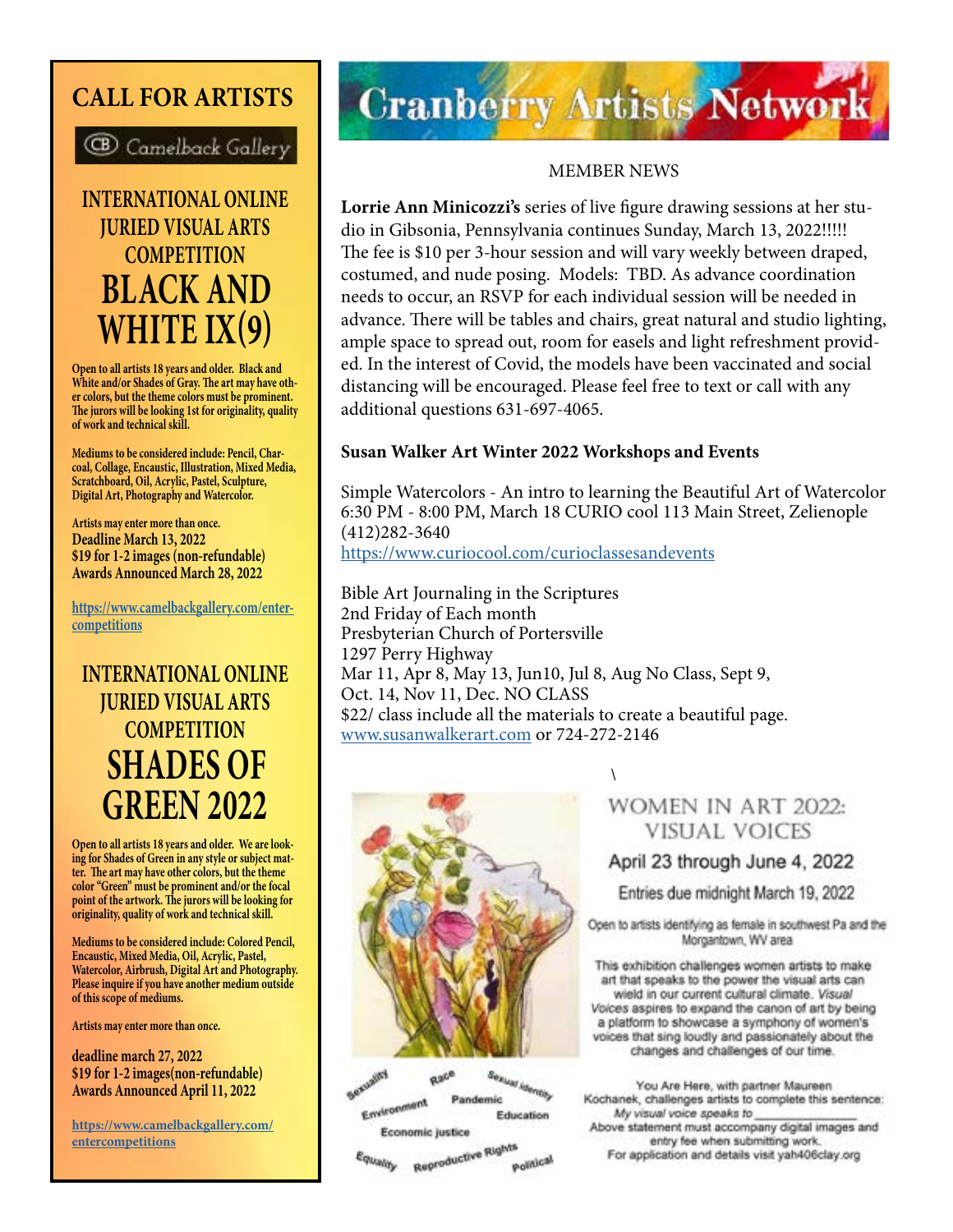# CALL FOR ARTISTS

Camelback Gallery

## INTERNATIONAL ONLINE JURIED VISUAL ARTS COMPETITION

## BLACK AND WHITE IX(9)

**Open to all artists 18 years and older. Black and White and/or Shades of Gray. The art may have other colors, but the theme colors must be prominent. The jurors will be looking 1st for originality, quality of work and technical skill.**

**Mediums to be considered include: Pencil, Charcoal, Collage, Encaustic, Illustration, Mixed Media, Scratchboard, Oil, Acrylic, Pastel, Sculpture, Digital Art, Photography and Watercolor.**

**Artists may enter more than once.**
**Deadline March 13, 2022**
**$19 for 1-2 images (non-refundable)**
**Awards Announced March 28, 2022**

https://www.camelbackgallery.com/enter-competitions

## INTERNATIONAL ONLINE JURIED VISUAL ARTS COMPETITION

## SHADES OF GREEN 2022

**Open to all artists 18 years and older. We are looking for Shades of Green in any style or subject matter. The art may have other colors, but the theme color "Green" must be prominent and/or the focal point of the artwork. The jurors will be looking for originality, quality of work and technical skill.**

**Mediums to be considered include: Colored Pencil, Encaustic, Mixed Media, Oil, Acrylic, Pastel, Watercolor, Airbrush, Digital Art and Photography. Please inquire if you have another medium outside of this scope of mediums.**

**Artists may enter more than once.**

**deadline march 27, 2022**
**$19 for 1-2 images(non-refundable)**
**Awards Announced April 11, 2022**

https://www.camelbackgallery.com/entercompetitions

# Cranberry Artists Network

MEMBER NEWS

**Lorrie Ann Minicozzi's** series of live figure drawing sessions at her studio in Gibsonia, Pennsylvania continues Sunday, March 13, 2022!!!!! The fee is $10 per 3-hour session and will vary weekly between draped, costumed, and nude posing. Models: TBD. As advance coordination needs to occur, an RSVP for each individual session will be needed in advance. There will be tables and chairs, great natural and studio lighting, ample space to spread out, room for easels and light refreshment provided. In the interest of Covid, the models have been vaccinated and social distancing will be encouraged. Please feel free to text or call with any additional questions 631-697-4065.

**Susan Walker Art Winter 2022 Workshops and Events**

Simple Watercolors - An intro to learning the Beautiful Art of Watercolor
6:30 PM - 8:00 PM, March 18 CURIO cool 113 Main Street, Zelienople
(412)282-3640
https://www.curiocool.com/curioclassesandevents

Bible Art Journaling in the Scriptures
2nd Friday of Each month
Presbyterian Church of Portersville
1297 Perry Highway
Mar 11, Apr 8, May 13, Jun10, Jul 8, Aug No Class, Sept 9, Oct. 14, Nov 11, Dec. NO CLASS
$22/ class include all the materials to create a beautiful page.
www.susanwalkerart.com or 724-272-2146

Sexuality Race Sexual identity Environment Pandemic Education Economic justice Equality Reproductive Rights Political

## WOMEN IN ART 2022: VISUAL VOICES

April 23 through June 4, 2022

Entries due midnight March 19, 2022

Open to artists identifying as female in southwest Pa and the Morgantown, WV area

This exhibition challenges women artists to make art that speaks to the power the visual arts can wield in our current cultural climate. *Visual Voices* aspires to expand the canon of art by being a platform to showcase a symphony of women's voices that sing loudly and passionately about the changes and challenges of our time.

You Are Here, with partner Maureen Kochanek, challenges artists to complete this sentence: *My visual voice speaks to* ____________
Above statement must accompany digital images and entry fee when submitting work.
For application and details visit yah406clay.org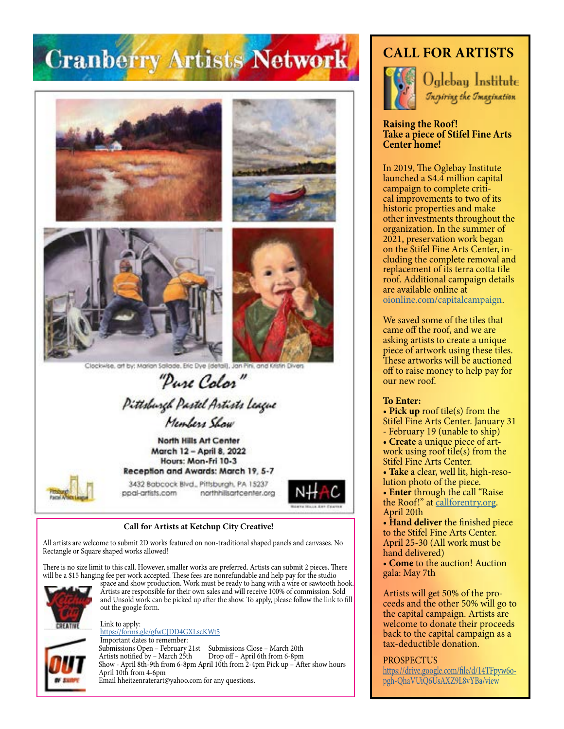# Cranberry Artists Network

Clockwise, art by: Marion Sallade, Eric Dye (detail), Jon Pini, and Kristin Divers

*"Pure Color"*

*Pittsburgh Pastel Artists League*

*Members Show*

**North Hills Art Center**
**March 12 – April 8, 2022**
**Hours: Mon-Fri 10-3**
**Reception and Awards: March 19, 5-7**

3432 Babcock Blvd., Pittsburgh, PA 15237
ppal-artists.com northhillsartcenter.org

NHAC

## Call for Artists at Ketchup City Creative!

All artists are welcome to submit 2D works featured on non-traditional shaped panels and canvases. No Rectangle or Square shaped works allowed!

There is no size limit to this call. However, smaller works are preferred. Artists can submit 2 pieces. There will be a $15 hanging fee per work accepted. These fees are nonrefundable and help pay for the studio space and show production. Work must be ready to hang with a wire or sawtooth hook. Artists are responsible for their own sales and will receive 100% of commission. Sold and Unsold work can be picked up after the show. To apply, please follow the link to fill out the google form.

Link to apply:
https://forms.gle/gfwCJDD4GXLscKWt5

Important dates to remember:
Submissions Open – February 21st Submissions Close – March 20th
Artists notified by – March 25th Drop off – April 6th from 6-8pm
Show - April 8th-9th from 6-8pm April 10th from 2-4pm Pick up – After show hours April 10th from 4-6pm
Email hheitzenraterart@yahoo.com for any questions.

# CALL FOR ARTISTS

Oglebay Institute
*Inspiring the Imagination*

**Raising the Roof!**
**Take a piece of Stifel Fine Arts Center home!**

In 2019, The Oglebay Institute launched a $4.4 million capital campaign to complete critical improvements to two of its historic properties and make other investments throughout the organization. In the summer of 2021, preservation work began on the Stifel Fine Arts Center, including the complete removal and replacement of its terra cotta tile roof. Additional campaign details are available online at oionline.com/capitalcampaign.

We saved some of the tiles that came off the roof, and we are asking artists to create a unique piece of artwork using these tiles. These artworks will be auctioned off to raise money to help pay for our new roof.

**To Enter:**

- **Pick up** roof tile(s) from the Stifel Fine Arts Center. January 31 - February 19 (unable to ship)
- **Create** a unique piece of artwork using roof tile(s) from the Stifel Fine Arts Center.
- **Take** a clear, well lit, high-resolution photo of the piece.
- **Enter** through the call "Raise the Roof!" at callforentry.org. April 20th
- **Hand deliver** the finished piece to the Stifel Fine Arts Center. April 25-30 (All work must be hand delivered)
- **Come** to the auction! Auction gala: May 7th

Artists will get 50% of the proceeds and the other 50% will go to the capital campaign. Artists are welcome to donate their proceeds back to the capital campaign as a tax-deductible donation.

PROSPECTUS
https://drive.google.com/file/d/14TFpyw6o-pgh-QhaVUiQ6UsAXZ9L8vYBa/view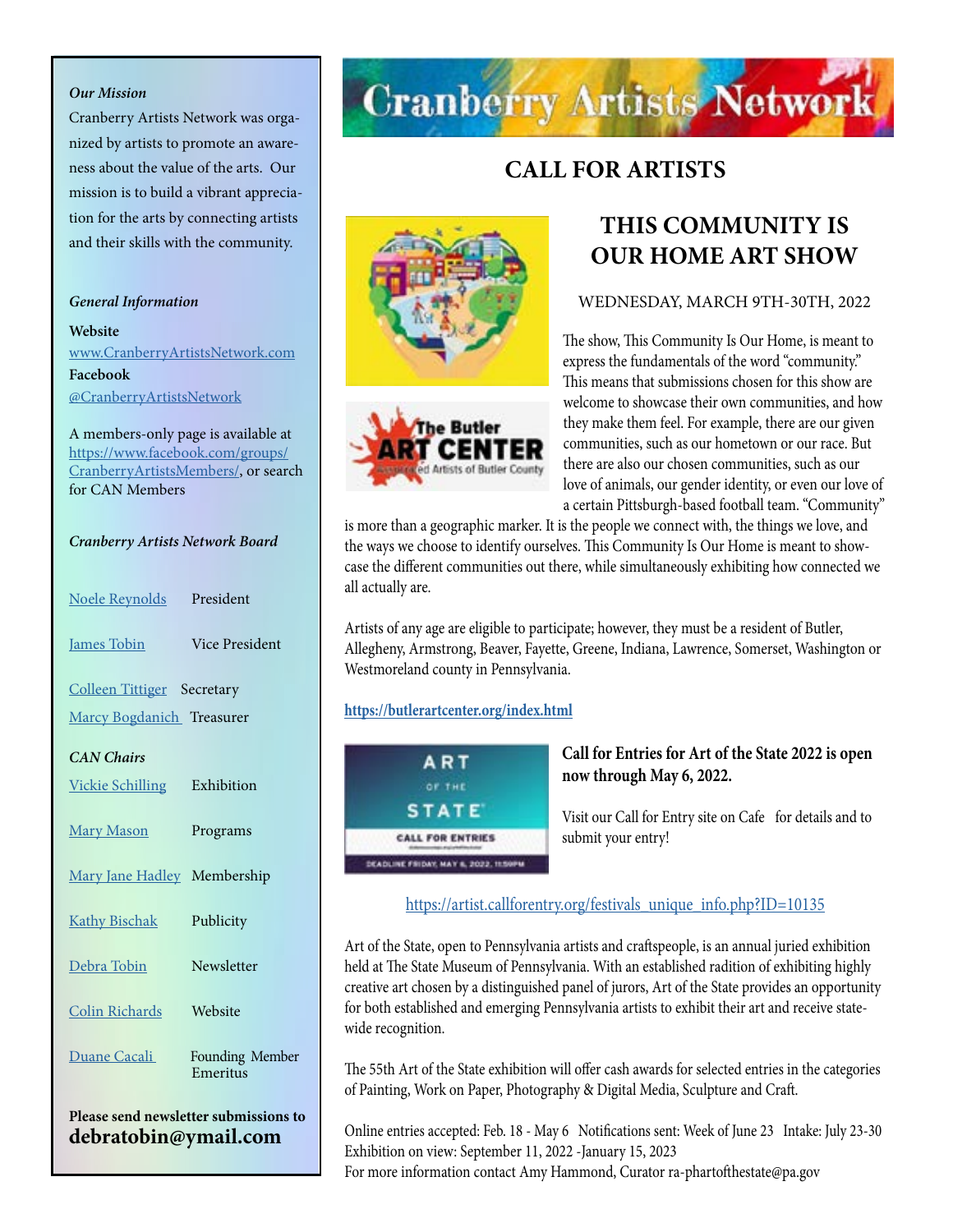*Our Mission*

Cranberry Artists Network was organized by artists to promote an awareness about the value of the arts. Our mission is to build a vibrant appreciation for the arts by connecting artists and their skills with the community.

*General Information*

**Website**
www.CranberryArtistsNetwork.com
**Facebook**
@CranberryArtistsNetwork

A members-only page is available at https://www.facebook.com/groups/CranberryArtistsMembers/, or search for CAN Members

*Cranberry Artists Network Board*

| | |
|---|---|
| Noele Reynolds | President |
| James Tobin | Vice President |
| Colleen Tittiger | Secretary |
| Marcy Bogdanich | Treasurer |

*CAN Chairs*

| | |
|---|---|
| Vickie Schilling | Exhibition |
| Mary Mason | Programs |
| Mary Jane Hadley | Membership |
| Kathy Bischak | Publicity |
| Debra Tobin | Newsletter |
| Colin Richards | Website |
| Duane Cacali | Founding Member Emeritus |

**Please send newsletter submissions to**
**debratobin@ymail.com**

# Cranberry Artists Network

## CALL FOR ARTISTS

## THIS COMMUNITY IS OUR HOME ART SHOW

WEDNESDAY, MARCH 9TH-30TH, 2022

The show, This Community Is Our Home, is meant to express the fundamentals of the word "community." This means that submissions chosen for this show are welcome to showcase their own communities, and how they make them feel. For example, there are our given communities, such as our hometown or our race. But there are also our chosen communities, such as our love of animals, our gender identity, or even our love of a certain Pittsburgh-based football team. "Community" is more than a geographic marker. It is the people we connect with, the things we love, and the ways we choose to identify ourselves. This Community Is Our Home is meant to showcase the different communities out there, while simultaneously exhibiting how connected we all actually are.

Artists of any age are eligible to participate; however, they must be a resident of Butler, Allegheny, Armstrong, Beaver, Fayette, Greene, Indiana, Lawrence, Somerset, Washington or Westmoreland county in Pennsylvania.

**https://butlerartcenter.org/index.html**

**Call for Entries for Art of the State 2022 is open now through May 6, 2022.**

Visit our Call for Entry site on Cafe for details and to submit your entry!

https://artist.callforentry.org/festivals_unique_info.php?ID=10135

Art of the State, open to Pennsylvania artists and craftspeople, is an annual juried exhibition held at The State Museum of Pennsylvania. With an established radition of exhibiting highly creative art chosen by a distinguished panel of jurors, Art of the State provides an opportunity for both established and emerging Pennsylvania artists to exhibit their art and receive statewide recognition.

The 55th Art of the State exhibition will offer cash awards for selected entries in the categories of Painting, Work on Paper, Photography & Digital Media, Sculpture and Craft.

Online entries accepted: Feb. 18 - May 6 Notifications sent: Week of June 23 Intake: July 23-30
Exhibition on view: September 11, 2022 -January 15, 2023
For more information contact Amy Hammond, Curator ra-phartofthestate@pa.gov